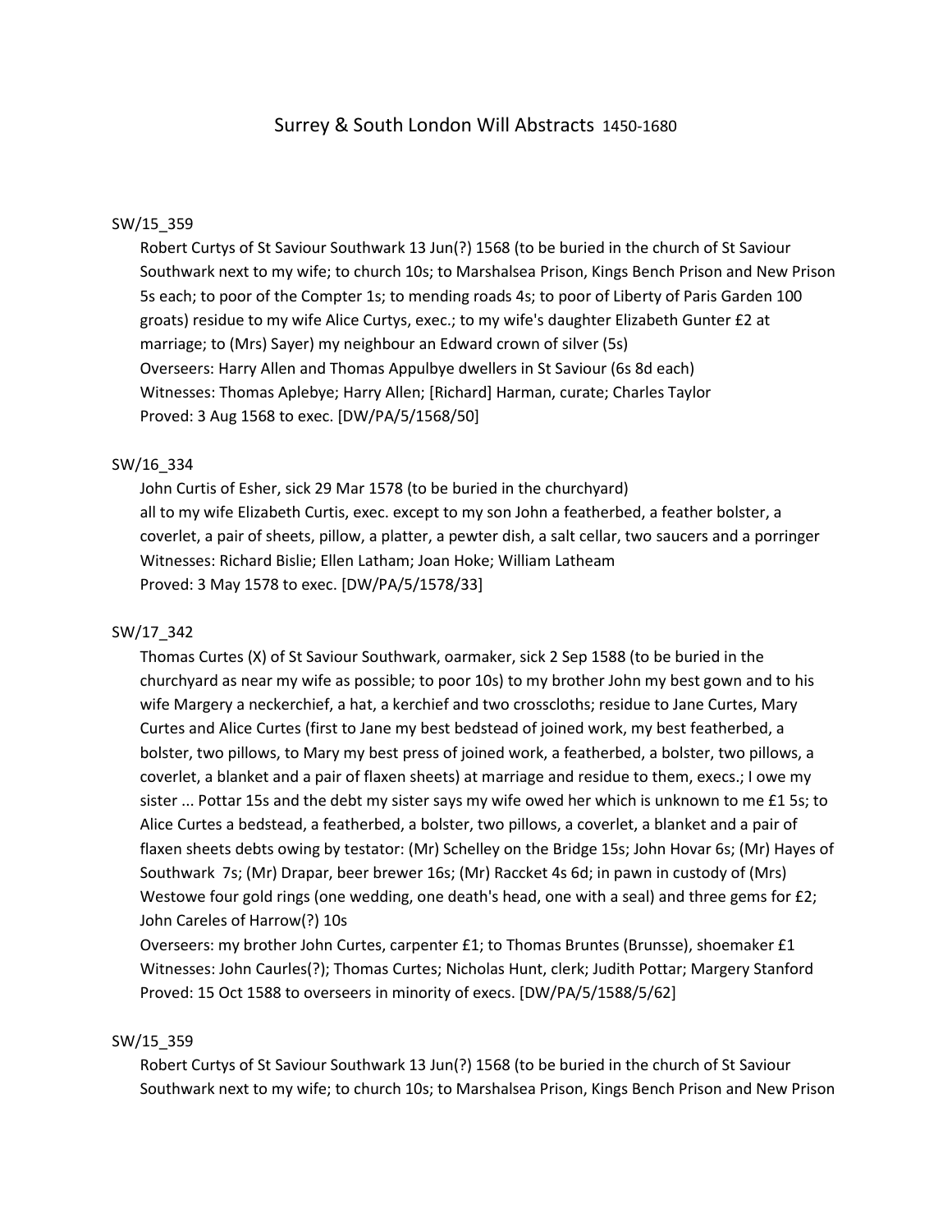# Surrey & South London Will Abstracts 1450-1680

SW/15_359

Robert Curtys of St Saviour Southwark 13 Jun(?) 1568 (to be buried in the church of St Saviour Southwark next to my wife; to church 10s; to Marshalsea Prison, Kings Bench Prison and New Prison 5s each; to poor of the Compter 1s; to mending roads 4s; to poor of Liberty of Paris Garden 100 groats) residue to my wife Alice Curtys, exec.; to my wife's daughter Elizabeth Gunter £2 at marriage; to (Mrs) Sayer) my neighbour an Edward crown of silver (5s)
Overseers: Harry Allen and Thomas Appulbye dwellers in St Saviour (6s 8d each)
Witnesses: Thomas Aplebye; Harry Allen; [Richard] Harman, curate; Charles Taylor
Proved: 3 Aug 1568 to exec. [DW/PA/5/1568/50]

SW/16_334

John Curtis of Esher, sick 29 Mar 1578 (to be buried in the churchyard)
all to my wife Elizabeth Curtis, exec. except to my son John a featherbed, a feather bolster, a coverlet, a pair of sheets, pillow, a platter, a pewter dish, a salt cellar, two saucers and a porringer
Witnesses: Richard Bislie; Ellen Latham; Joan Hoke; William Latheam
Proved: 3 May 1578 to exec. [DW/PA/5/1578/33]

SW/17_342

Thomas Curtes (X) of St Saviour Southwark, oarmaker, sick 2 Sep 1588 (to be buried in the churchyard as near my wife as possible; to poor 10s) to my brother John my best gown and to his wife Margery a neckerchief, a hat, a kerchief and two crosscloths; residue to Jane Curtes, Mary Curtes and Alice Curtes (first to Jane my best bedstead of joined work, my best featherbed, a bolster, two pillows, to Mary my best press of joined work, a featherbed, a bolster, two pillows, a coverlet, a blanket and a pair of flaxen sheets) at marriage and residue to them, execs.; I owe my sister ... Pottar 15s and the debt my sister says my wife owed her which is unknown to me £1 5s; to Alice Curtes a bedstead, a featherbed, a bolster, two pillows, a coverlet, a blanket and a pair of flaxen sheets debts owing by testator: (Mr) Schelley on the Bridge 15s; John Hovar 6s; (Mr) Hayes of Southwark 7s; (Mr) Drapar, beer brewer 16s; (Mr) Raccket 4s 6d; in pawn in custody of (Mrs) Westowe four gold rings (one wedding, one death's head, one with a seal) and three gems for £2; John Careles of Harrow(?) 10s
Overseers: my brother John Curtes, carpenter £1; to Thomas Bruntes (Brunsse), shoemaker £1
Witnesses: John Caurles(?); Thomas Curtes; Nicholas Hunt, clerk; Judith Pottar; Margery Stanford
Proved: 15 Oct 1588 to overseers in minority of execs. [DW/PA/5/1588/5/62]

SW/15_359

Robert Curtys of St Saviour Southwark 13 Jun(?) 1568 (to be buried in the church of St Saviour Southwark next to my wife; to church 10s; to Marshalsea Prison, Kings Bench Prison and New Prison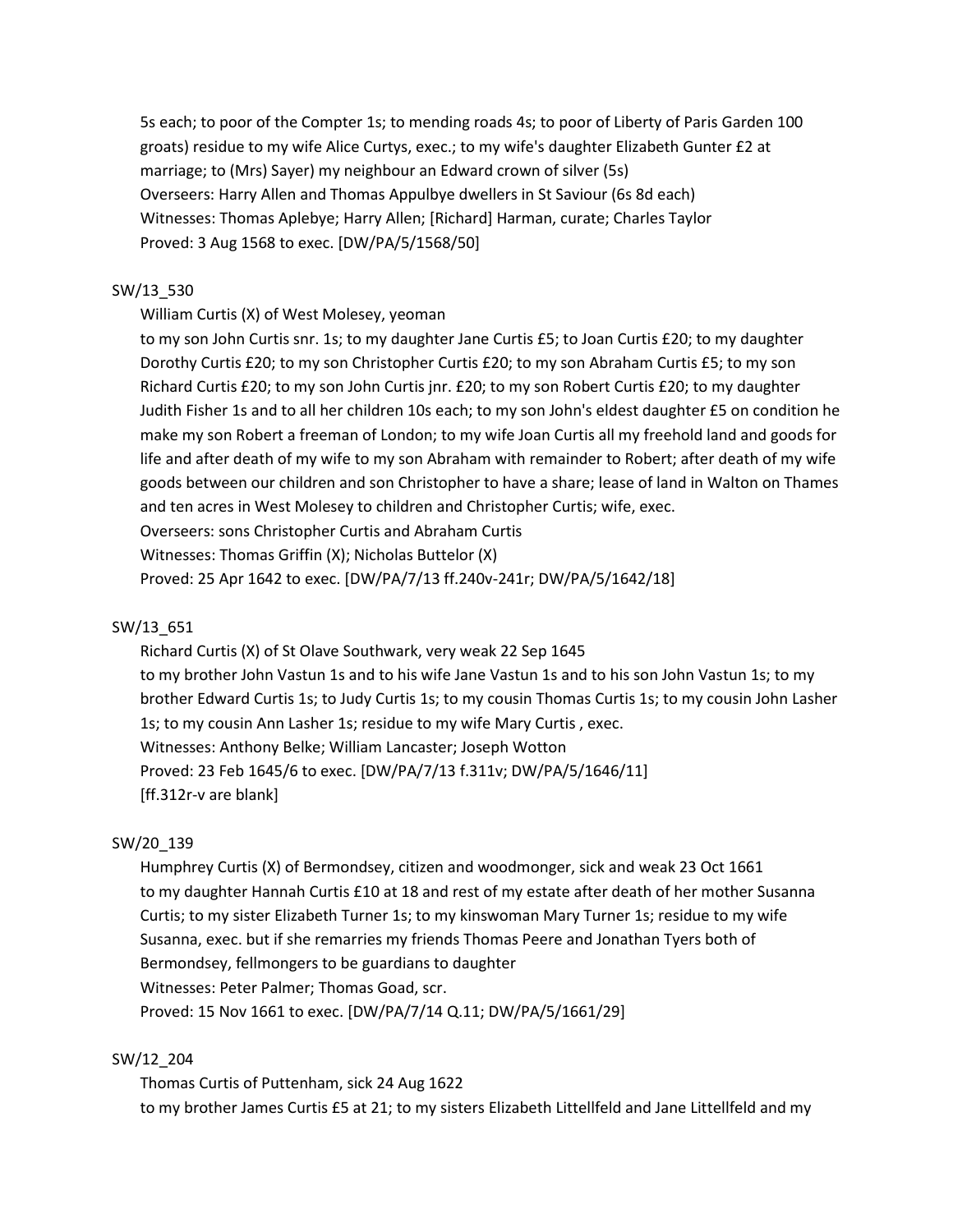5s each; to poor of the Compter 1s; to mending roads 4s; to poor of Liberty of Paris Garden 100 groats) residue to my wife Alice Curtys, exec.; to my wife's daughter Elizabeth Gunter £2 at marriage; to (Mrs) Sayer) my neighbour an Edward crown of silver (5s)
Overseers: Harry Allen and Thomas Appulbye dwellers in St Saviour (6s 8d each)
Witnesses: Thomas Aplebye; Harry Allen; [Richard] Harman, curate; Charles Taylor
Proved: 3 Aug 1568 to exec. [DW/PA/5/1568/50]

SW/13_530

William Curtis (X) of West Molesey, yeoman
to my son John Curtis snr. 1s; to my daughter Jane Curtis £5; to Joan Curtis £20; to my daughter Dorothy Curtis £20; to my son Christopher Curtis £20; to my son Abraham Curtis £5; to my son Richard Curtis £20; to my son John Curtis jnr. £20; to my son Robert Curtis £20; to my daughter Judith Fisher 1s and to all her children 10s each; to my son John's eldest daughter £5 on condition he make my son Robert a freeman of London; to my wife Joan Curtis all my freehold land and goods for life and after death of my wife to my son Abraham with remainder to Robert; after death of my wife goods between our children and son Christopher to have a share; lease of land in Walton on Thames and ten acres in West Molesey to children and Christopher Curtis; wife, exec.
Overseers: sons Christopher Curtis and Abraham Curtis
Witnesses: Thomas Griffin (X); Nicholas Buttelor (X)
Proved: 25 Apr 1642 to exec. [DW/PA/7/13 ff.240v-241r; DW/PA/5/1642/18]

SW/13_651

Richard Curtis (X) of St Olave Southwark, very weak 22 Sep 1645
to my brother John Vastun 1s and to his wife Jane Vastun 1s and to his son John Vastun 1s; to my brother Edward Curtis 1s; to Judy Curtis 1s; to my cousin Thomas Curtis 1s; to my cousin John Lasher 1s; to my cousin Ann Lasher 1s; residue to my wife Mary Curtis , exec.
Witnesses: Anthony Belke; William Lancaster; Joseph Wotton
Proved: 23 Feb 1645/6 to exec. [DW/PA/7/13 f.311v; DW/PA/5/1646/11]
[ff.312r-v are blank]

SW/20_139

Humphrey Curtis (X) of Bermondsey, citizen and woodmonger, sick and weak 23 Oct 1661
to my daughter Hannah Curtis £10 at 18 and rest of my estate after death of her mother Susanna Curtis; to my sister Elizabeth Turner 1s; to my kinswoman Mary Turner 1s; residue to my wife Susanna, exec. but if she remarries my friends Thomas Peere and Jonathan Tyers both of Bermondsey, fellmongers to be guardians to daughter
Witnesses: Peter Palmer; Thomas Goad, scr.
Proved: 15 Nov 1661 to exec. [DW/PA/7/14 Q.11; DW/PA/5/1661/29]

SW/12_204

Thomas Curtis of Puttenham, sick 24 Aug 1622
to my brother James Curtis £5 at 21; to my sisters Elizabeth Littellfeld and Jane Littellfeld and my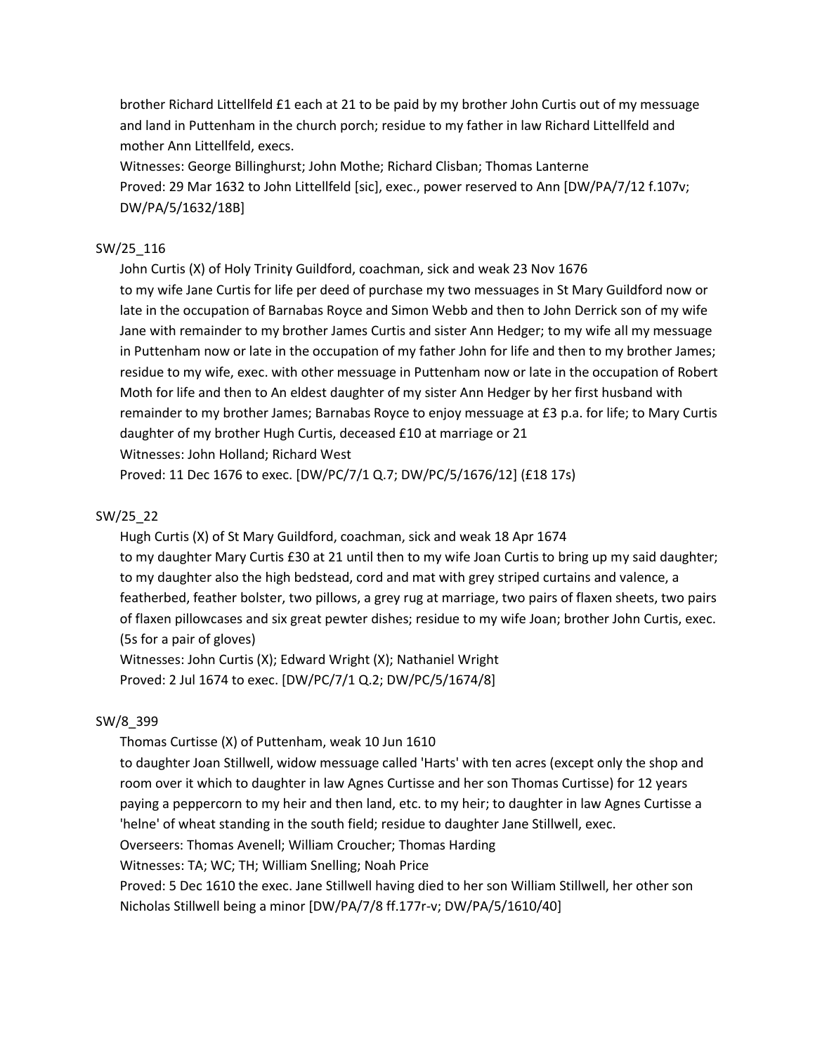brother Richard Littellfeld £1 each at 21 to be paid by my brother John Curtis out of my messuage and land in Puttenham in the church porch; residue to my father in law Richard Littellfeld and mother Ann Littellfeld, execs.
Witnesses: George Billinghurst; John Mothe; Richard Clisban; Thomas Lanterne
Proved: 29 Mar 1632 to John Littellfeld [sic], exec., power reserved to Ann [DW/PA/7/12 f.107v; DW/PA/5/1632/18B]

SW/25_116

John Curtis (X) of Holy Trinity Guildford, coachman, sick and weak 23 Nov 1676
to my wife Jane Curtis for life per deed of purchase my two messuages in St Mary Guildford now or late in the occupation of Barnabas Royce and Simon Webb and then to John Derrick son of my wife Jane with remainder to my brother James Curtis and sister Ann Hedger; to my wife all my messuage in Puttenham now or late in the occupation of my father John for life and then to my brother James; residue to my wife, exec. with other messuage in Puttenham now or late in the occupation of Robert Moth for life and then to An eldest daughter of my sister Ann Hedger by her first husband with remainder to my brother James; Barnabas Royce to enjoy messuage at £3 p.a. for life; to Mary Curtis daughter of my brother Hugh Curtis, deceased £10 at marriage or 21
Witnesses: John Holland; Richard West
Proved: 11 Dec 1676 to exec. [DW/PC/7/1 Q.7; DW/PC/5/1676/12] (£18 17s)

SW/25_22

Hugh Curtis (X) of St Mary Guildford, coachman, sick and weak 18 Apr 1674
to my daughter Mary Curtis £30 at 21 until then to my wife Joan Curtis to bring up my said daughter; to my daughter also the high bedstead, cord and mat with grey striped curtains and valence, a featherbed, feather bolster, two pillows, a grey rug at marriage, two pairs of flaxen sheets, two pairs of flaxen pillowcases and six great pewter dishes; residue to my wife Joan; brother John Curtis, exec. (5s for a pair of gloves)
Witnesses: John Curtis (X); Edward Wright (X); Nathaniel Wright
Proved: 2 Jul 1674 to exec. [DW/PC/7/1 Q.2; DW/PC/5/1674/8]

SW/8_399

Thomas Curtisse (X) of Puttenham, weak 10 Jun 1610
to daughter Joan Stillwell, widow messuage called 'Harts' with ten acres (except only the shop and room over it which to daughter in law Agnes Curtisse and her son Thomas Curtisse) for 12 years paying a peppercorn to my heir and then land, etc. to my heir; to daughter in law Agnes Curtisse a 'helne' of wheat standing in the south field; residue to daughter Jane Stillwell, exec.
Overseers: Thomas Avenell; William Croucher; Thomas Harding
Witnesses: TA; WC; TH; William Snelling; Noah Price
Proved: 5 Dec 1610 the exec. Jane Stillwell having died to her son William Stillwell, her other son Nicholas Stillwell being a minor [DW/PA/7/8 ff.177r-v; DW/PA/5/1610/40]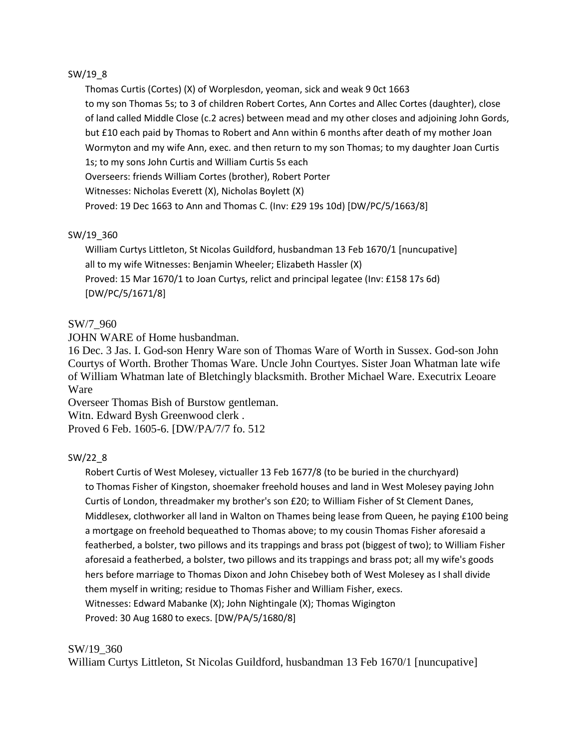SW/19_8

Thomas Curtis (Cortes) (X) of Worplesdon, yeoman, sick and weak 9 0ct 1663
to my son Thomas 5s; to 3 of children Robert Cortes, Ann Cortes and Allec Cortes (daughter), close of land called Middle Close (c.2 acres) between mead and my other closes and adjoining John Gords, but £10 each paid by Thomas to Robert and Ann within 6 months after death of my mother Joan Wormyton and my wife Ann, exec. and then return to my son Thomas; to my daughter Joan Curtis 1s; to my sons John Curtis and William Curtis 5s each
Overseers: friends William Cortes (brother), Robert Porter
Witnesses: Nicholas Everett (X), Nicholas Boylett (X)
Proved: 19 Dec 1663 to Ann and Thomas C. (Inv: £29 19s 10d) [DW/PC/5/1663/8]

SW/19_360

William Curtys Littleton, St Nicolas Guildford, husbandman 13 Feb 1670/1 [nuncupative]
all to my wife Witnesses: Benjamin Wheeler; Elizabeth Hassler (X)
Proved: 15 Mar 1670/1 to Joan Curtys, relict and principal legatee (Inv: £158 17s 6d) [DW/PC/5/1671/8]

SW/7_960

JOHN WARE of Home husbandman.
16 Dec. 3 Jas. I. God-son Henry Ware son of Thomas Ware of Worth in Sussex. God-son John Courtys of Worth. Brother Thomas Ware. Uncle John Courtyes. Sister Joan Whatman late wife of William Whatman late of Bletchingly blacksmith. Brother Michael Ware. Executrix Leoare Ware
Overseer Thomas Bish of Burstow gentleman.
Witn. Edward Bysh Greenwood clerk .
Proved 6 Feb. 1605-6. [DW/PA/7/7 fo. 512

SW/22_8

Robert Curtis of West Molesey, victualler 13 Feb 1677/8 (to be buried in the churchyard)
to Thomas Fisher of Kingston, shoemaker freehold houses and land in West Molesey paying John Curtis of London, threadmaker my brother's son £20; to William Fisher of St Clement Danes, Middlesex, clothworker all land in Walton on Thames being lease from Queen, he paying £100 being a mortgage on freehold bequeathed to Thomas above; to my cousin Thomas Fisher aforesaid a featherbed, a bolster, two pillows and its trappings and brass pot (biggest of two); to William Fisher aforesaid a featherbed, a bolster, two pillows and its trappings and brass pot; all my wife's goods hers before marriage to Thomas Dixon and John Chisebey both of West Molesey as I shall divide them myself in writing; residue to Thomas Fisher and William Fisher, execs.
Witnesses: Edward Mabanke (X); John Nightingale (X); Thomas Wigington
Proved: 30 Aug 1680 to execs. [DW/PA/5/1680/8]

SW/19_360

William Curtys Littleton, St Nicolas Guildford, husbandman 13 Feb 1670/1 [nuncupative]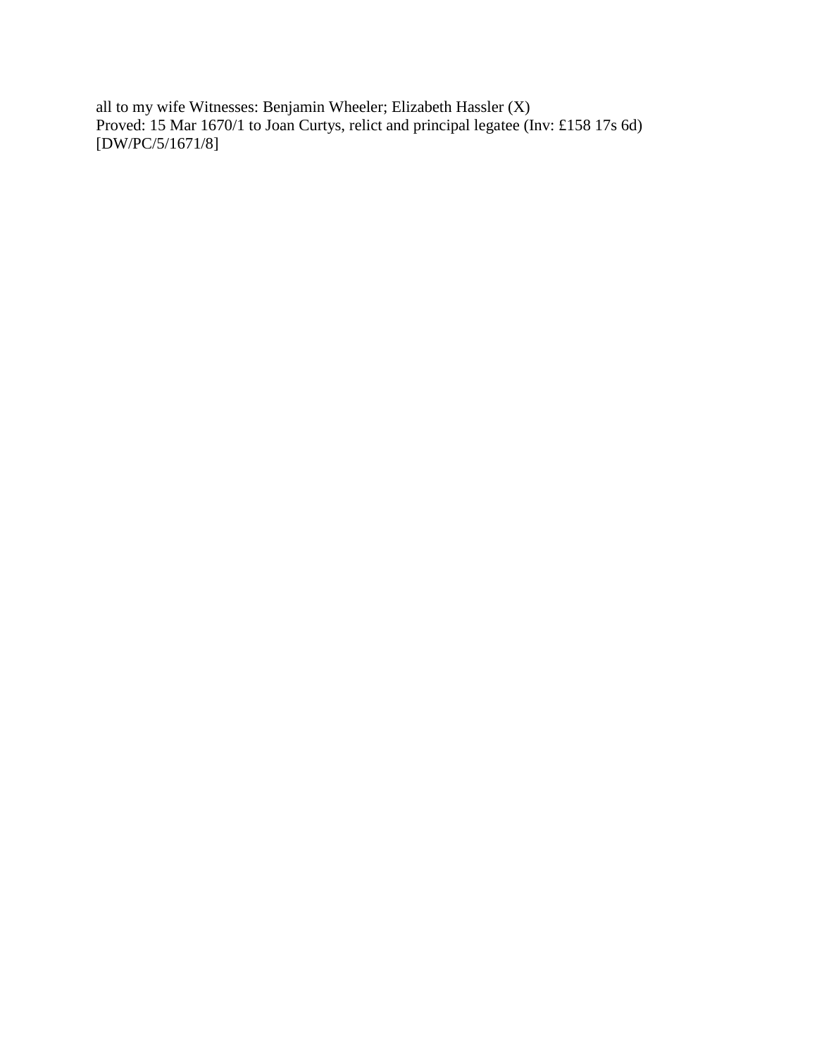all to my wife Witnesses: Benjamin Wheeler; Elizabeth Hassler (X)
Proved: 15 Mar 1670/1 to Joan Curtys, relict and principal legatee (Inv: £158 17s 6d)
[DW/PC/5/1671/8]